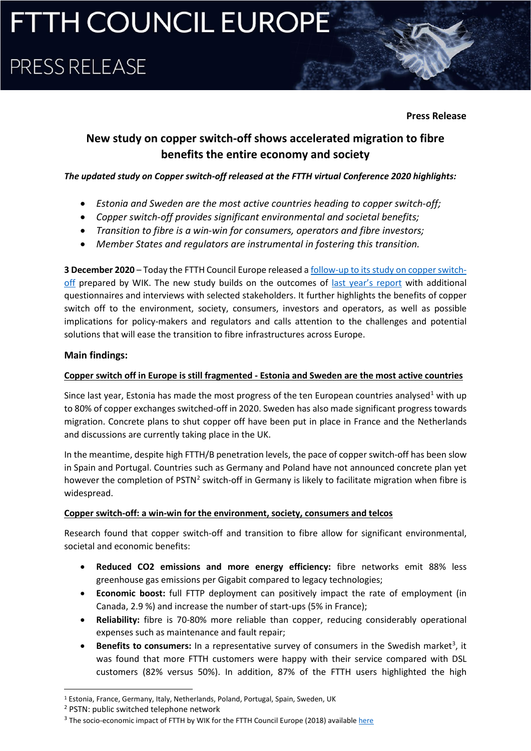# FTTH COUNCIL EUROPE

## PRESS RELEASE

**Press Release**

## New study on copper switch-off shows accelerated migration to fibre benefits the entire economy and society

***The updated study on Copper switch-off released at the FTTH virtual Conference 2020 highlights:***

- *Estonia and Sweden are the most active countries heading to copper switch-off;*
- *Copper switch-off provides significant environmental and societal benefits;*
- *Transition to fibre is a win-win for consumers, operators and fibre investors;*
- *Member States and regulators are instrumental in fostering this transition.*

**3 December 2020** – Today the FTTH Council Europe released a [follow-up to its study on copper switch-off]() prepared by WIK. The new study builds on the outcomes of [last year's report]() with additional questionnaires and interviews with selected stakeholders. It further highlights the benefits of copper switch off to the environment, society, consumers, investors and operators, as well as possible implications for policy-makers and regulators and calls attention to the challenges and potential solutions that will ease the transition to fibre infrastructures across Europe.

### Main findings:

**Copper switch off in Europe is still fragmented - Estonia and Sweden are the most active countries**

Since last year, Estonia has made the most progress of the ten European countries analysed[1] with up to 80% of copper exchanges switched-off in 2020. Sweden has also made significant progress towards migration. Concrete plans to shut copper off have been put in place in France and the Netherlands and discussions are currently taking place in the UK.

In the meantime, despite high FTTH/B penetration levels, the pace of copper switch-off has been slow in Spain and Portugal. Countries such as Germany and Poland have not announced concrete plan yet however the completion of PSTN[2] switch-off in Germany is likely to facilitate migration when fibre is widespread.

**Copper switch-off: a win-win for the environment, society, consumers and telcos**

Research found that copper switch-off and transition to fibre allow for significant environmental, societal and economic benefits:

- **Reduced CO2 emissions and more energy efficiency:** fibre networks emit 88% less greenhouse gas emissions per Gigabit compared to legacy technologies;
- **Economic boost:** full FTTP deployment can positively impact the rate of employment (in Canada, 2.9 %) and increase the number of start-ups (5% in France);
- **Reliability:** fibre is 70-80% more reliable than copper, reducing considerably operational expenses such as maintenance and fault repair;
- **Benefits to consumers:** In a representative survey of consumers in the Swedish market[3], it was found that more FTTH customers were happy with their service compared with DSL customers (82% versus 50%). In addition, 87% of the FTTH users highlighted the high

---

[1] Estonia, France, Germany, Italy, Netherlands, Poland, Portugal, Spain, Sweden, UK

[2] PSTN: public switched telephone network

[3] The socio-economic impact of FTTH by WIK for the FTTH Council Europe (2018) available [here]()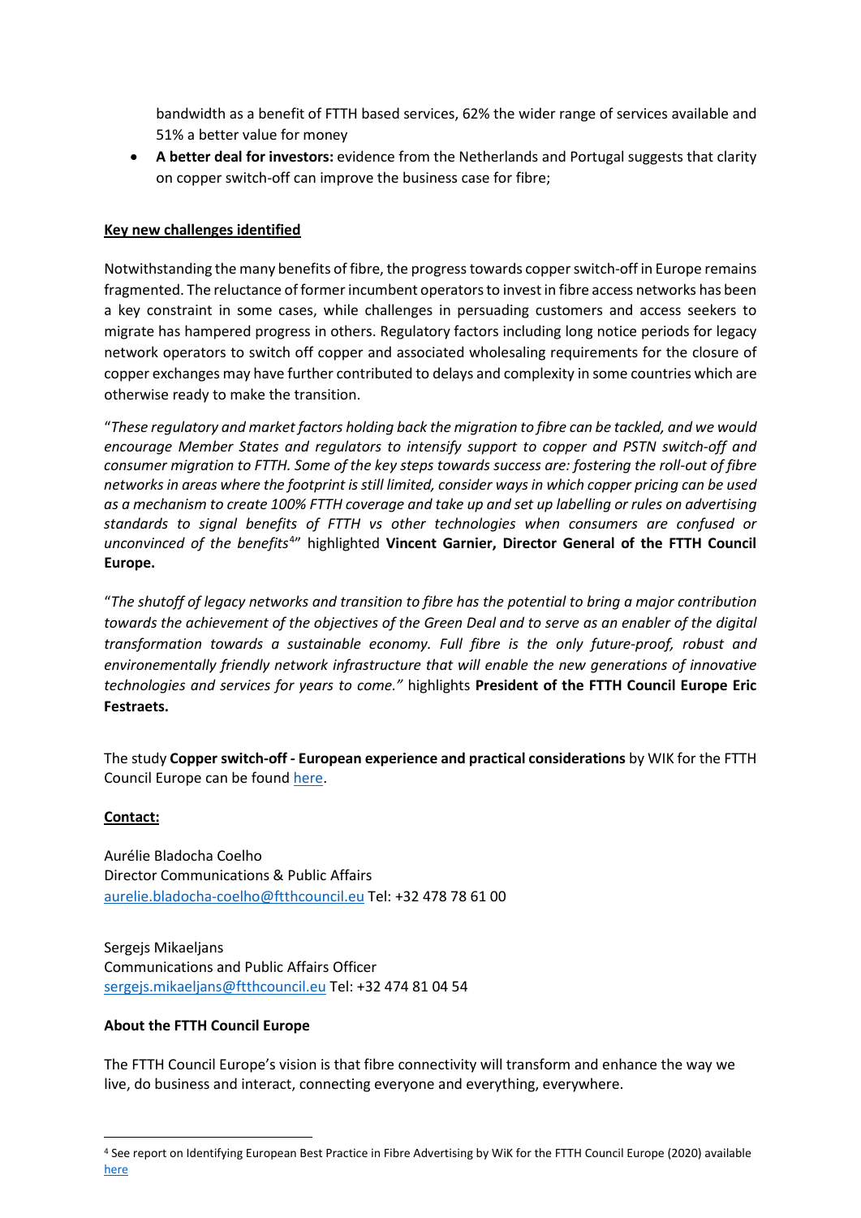bandwidth as a benefit of FTTH based services, 62% the wider range of services available and 51% a better value for money

- **A better deal for investors:** evidence from the Netherlands and Portugal suggests that clarity on copper switch-off can improve the business case for fibre;

**Key new challenges identified**

Notwithstanding the many benefits of fibre, the progress towards copper switch-off in Europe remains fragmented. The reluctance of former incumbent operators to invest in fibre access networks has been a key constraint in some cases, while challenges in persuading customers and access seekers to migrate has hampered progress in others. Regulatory factors including long notice periods for legacy network operators to switch off copper and associated wholesaling requirements for the closure of copper exchanges may have further contributed to delays and complexity in some countries which are otherwise ready to make the transition.

"*These regulatory and market factors holding back the migration to fibre can be tackled, and we would encourage Member States and regulators to intensify support to copper and PSTN switch-off and consumer migration to FTTH. Some of the key steps towards success are: fostering the roll-out of fibre networks in areas where the footprint is still limited, consider ways in which copper pricing can be used as a mechanism to create 100% FTTH coverage and take up and set up labelling or rules on advertising standards to signal benefits of FTTH vs other technologies when consumers are confused or unconvinced of the benefits*[4]" highlighted **Vincent Garnier, Director General of the FTTH Council Europe.**

"*The shutoff of legacy networks and transition to fibre has the potential to bring a major contribution towards the achievement of the objectives of the Green Deal and to serve as an enabler of the digital transformation towards a sustainable economy. Full fibre is the only future-proof, robust and environementally friendly network infrastructure that will enable the new generations of innovative technologies and services for years to come.*" highlights **President of the FTTH Council Europe Eric Festraets.**

The study **Copper switch-off - European experience and practical considerations** by WIK for the FTTH Council Europe can be found here.

**Contact:**

Aurélie Bladocha Coelho
Director Communications & Public Affairs
aurelie.bladocha-coelho@ftthcouncil.eu Tel: +32 478 78 61 00

Sergejs Mikaeljans
Communications and Public Affairs Officer
sergejs.mikaeljans@ftthcouncil.eu Tel: +32 474 81 04 54

**About the FTTH Council Europe**

The FTTH Council Europe's vision is that fibre connectivity will transform and enhance the way we live, do business and interact, connecting everyone and everything, everywhere.

[4] See report on Identifying European Best Practice in Fibre Advertising by WiK for the FTTH Council Europe (2020) available here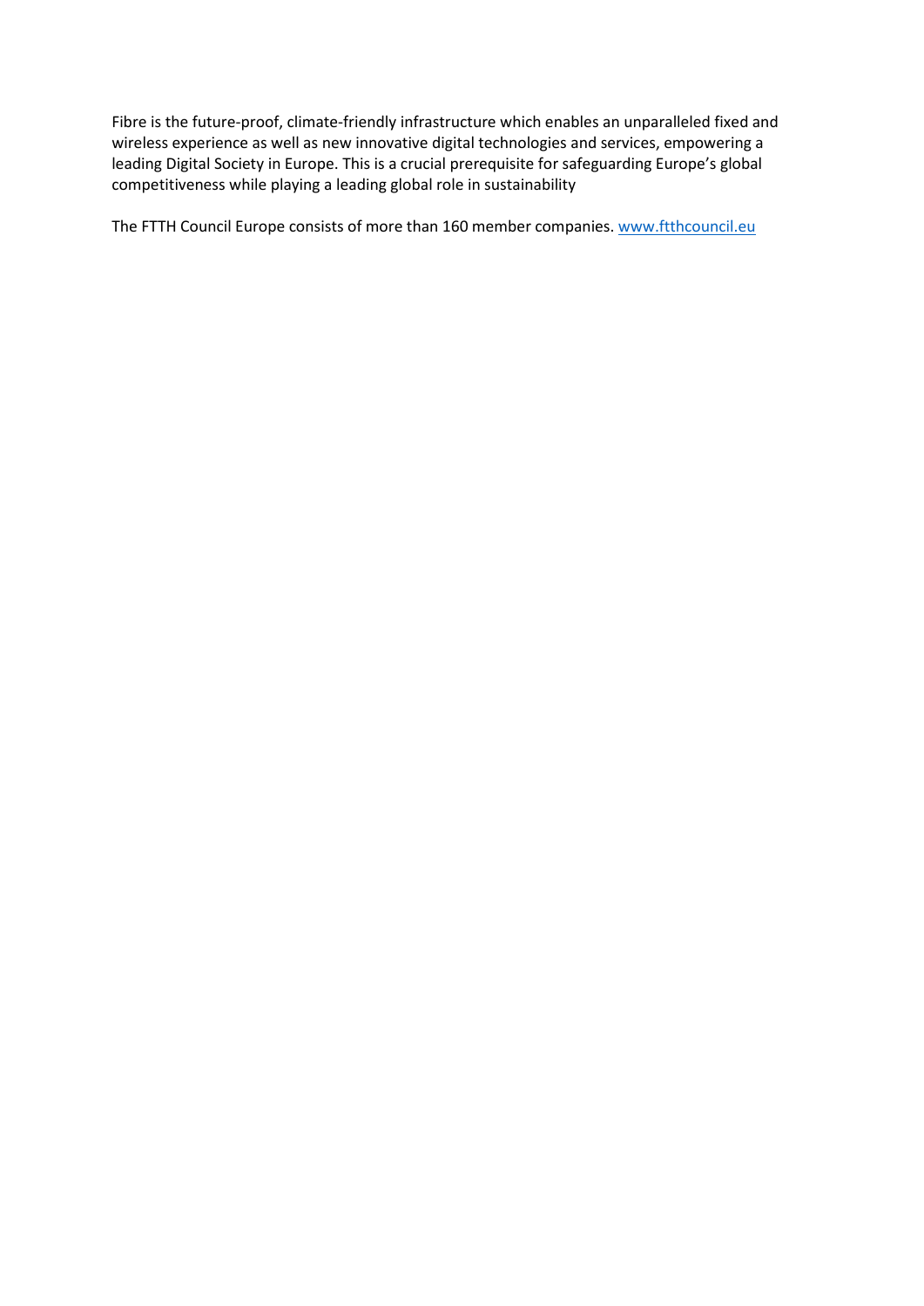Fibre is the future-proof, climate-friendly infrastructure which enables an unparalleled fixed and wireless experience as well as new innovative digital technologies and services, empowering a leading Digital Society in Europe. This is a crucial prerequisite for safeguarding Europe's global competitiveness while playing a leading global role in sustainability

The FTTH Council Europe consists of more than 160 member companies. [www.ftthcouncil.eu](http://www.ftthcouncil.eu)